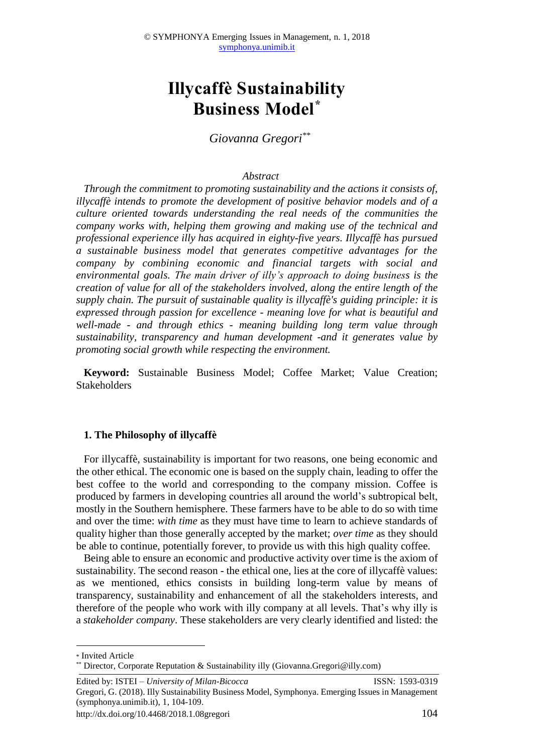# Illycaffè Sustainability Business Model[*]

*Giovanna Gregori[**]*

*Abstract*

*Through the commitment to promoting sustainability and the actions it consists of, illycaffè intends to promote the development of positive behavior models and of a culture oriented towards understanding the real needs of the communities the company works with, helping them growing and making use of the technical and professional experience illy has acquired in eighty-five years. Illycaffè has pursued a sustainable business model that generates competitive advantages for the company by combining economic and financial targets with social and environmental goals. The main driver of illy's approach to doing business is the creation of value for all of the stakeholders involved, along the entire length of the supply chain. The pursuit of sustainable quality is illycaffè's guiding principle: it is expressed through passion for excellence - meaning love for what is beautiful and well-made - and through ethics - meaning building long term value through sustainability, transparency and human development -and it generates value by promoting social growth while respecting the environment.*

**Keyword:** Sustainable Business Model; Coffee Market; Value Creation; Stakeholders

## 1. The Philosophy of illycaffè

For illycaffè, sustainability is important for two reasons, one being economic and the other ethical. The economic one is based on the supply chain, leading to offer the best coffee to the world and corresponding to the company mission. Coffee is produced by farmers in developing countries all around the world's subtropical belt, mostly in the Southern hemisphere. These farmers have to be able to do so with time and over the time: *with time* as they must have time to learn to achieve standards of quality higher than those generally accepted by the market; *over time* as they should be able to continue, potentially forever, to provide us with this high quality coffee.

Being able to ensure an economic and productive activity over time is the axiom of sustainability. The second reason - the ethical one, lies at the core of illycaffè values: as we mentioned, ethics consists in building long-term value by means of transparency, sustainability and enhancement of all the stakeholders interests, and therefore of the people who work with illy company at all levels. That's why illy is a *stakeholder company*. These stakeholders are very clearly identified and listed: the

---

[*] Invited Article

[**] Director, Corporate Reputation & Sustainability illy (Giovanna.Gregori@illy.com)

Edited by: ISTEI – *University of Milan-Bicocca* ISSN: 1593-0319

Gregori, G. (2018). Illy Sustainability Business Model, Symphonya. Emerging Issues in Management (symphonya.unimib.it), 1, 104-109.

http://dx.doi.org/10.4468/2018.1.08gregori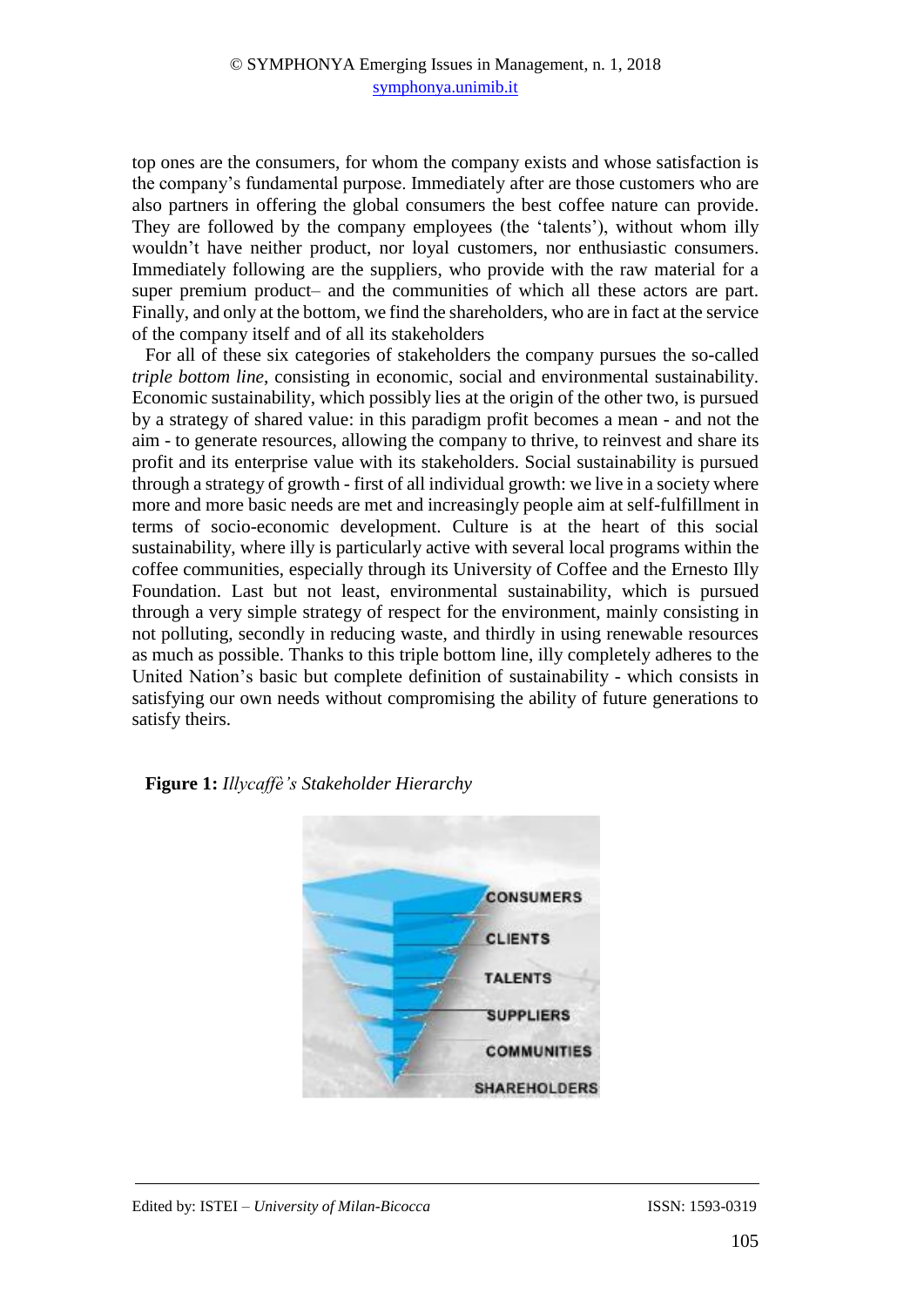top ones are the consumers, for whom the company exists and whose satisfaction is the company's fundamental purpose. Immediately after are those customers who are also partners in offering the global consumers the best coffee nature can provide. They are followed by the company employees (the 'talents'), without whom illy wouldn't have neither product, nor loyal customers, nor enthusiastic consumers. Immediately following are the suppliers, who provide with the raw material for a super premium product– and the communities of which all these actors are part. Finally, and only at the bottom, we find the shareholders, who are in fact at the service of the company itself and of all its stakeholders

For all of these six categories of stakeholders the company pursues the so-called *triple bottom line*, consisting in economic, social and environmental sustainability. Economic sustainability, which possibly lies at the origin of the other two, is pursued by a strategy of shared value: in this paradigm profit becomes a mean - and not the aim - to generate resources, allowing the company to thrive, to reinvest and share its profit and its enterprise value with its stakeholders. Social sustainability is pursued through a strategy of growth - first of all individual growth: we live in a society where more and more basic needs are met and increasingly people aim at self-fulfillment in terms of socio-economic development. Culture is at the heart of this social sustainability, where illy is particularly active with several local programs within the coffee communities, especially through its University of Coffee and the Ernesto Illy Foundation. Last but not least, environmental sustainability, which is pursued through a very simple strategy of respect for the environment, mainly consisting in not polluting, secondly in reducing waste, and thirdly in using renewable resources as much as possible. Thanks to this triple bottom line, illy completely adheres to the United Nation's basic but complete definition of sustainability - which consists in satisfying our own needs without compromising the ability of future generations to satisfy theirs.

**Figure 1:** *Illycaffè's Stakeholder Hierarchy*

CONSUMERS
CLIENTS
TALENTS
SUPPLIERS
COMMUNITIES
SHAREHOLDERS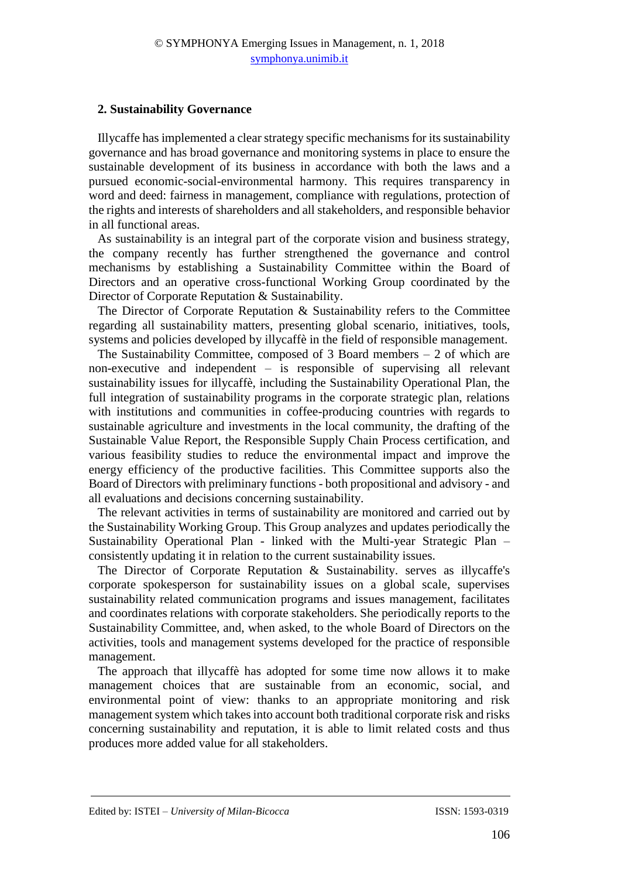## 2. Sustainability Governance

Illycaffe has implemented a clear strategy specific mechanisms for its sustainability governance and has broad governance and monitoring systems in place to ensure the sustainable development of its business in accordance with both the laws and a pursued economic-social-environmental harmony. This requires transparency in word and deed: fairness in management, compliance with regulations, protection of the rights and interests of shareholders and all stakeholders, and responsible behavior in all functional areas.

As sustainability is an integral part of the corporate vision and business strategy, the company recently has further strengthened the governance and control mechanisms by establishing a Sustainability Committee within the Board of Directors and an operative cross-functional Working Group coordinated by the Director of Corporate Reputation & Sustainability.

The Director of Corporate Reputation & Sustainability refers to the Committee regarding all sustainability matters, presenting global scenario, initiatives, tools, systems and policies developed by illycaffè in the field of responsible management.

The Sustainability Committee, composed of 3 Board members – 2 of which are non-executive and independent – is responsible of supervising all relevant sustainability issues for illycaffè, including the Sustainability Operational Plan, the full integration of sustainability programs in the corporate strategic plan, relations with institutions and communities in coffee-producing countries with regards to sustainable agriculture and investments in the local community, the drafting of the Sustainable Value Report, the Responsible Supply Chain Process certification, and various feasibility studies to reduce the environmental impact and improve the energy efficiency of the productive facilities. This Committee supports also the Board of Directors with preliminary functions - both propositional and advisory - and all evaluations and decisions concerning sustainability.

The relevant activities in terms of sustainability are monitored and carried out by the Sustainability Working Group. This Group analyzes and updates periodically the Sustainability Operational Plan - linked with the Multi-year Strategic Plan – consistently updating it in relation to the current sustainability issues.

The Director of Corporate Reputation & Sustainability. serves as illycaffe's corporate spokesperson for sustainability issues on a global scale, supervises sustainability related communication programs and issues management, facilitates and coordinates relations with corporate stakeholders. She periodically reports to the Sustainability Committee, and, when asked, to the whole Board of Directors on the activities, tools and management systems developed for the practice of responsible management.

The approach that illycaffè has adopted for some time now allows it to make management choices that are sustainable from an economic, social, and environmental point of view: thanks to an appropriate monitoring and risk management system which takes into account both traditional corporate risk and risks concerning sustainability and reputation, it is able to limit related costs and thus produces more added value for all stakeholders.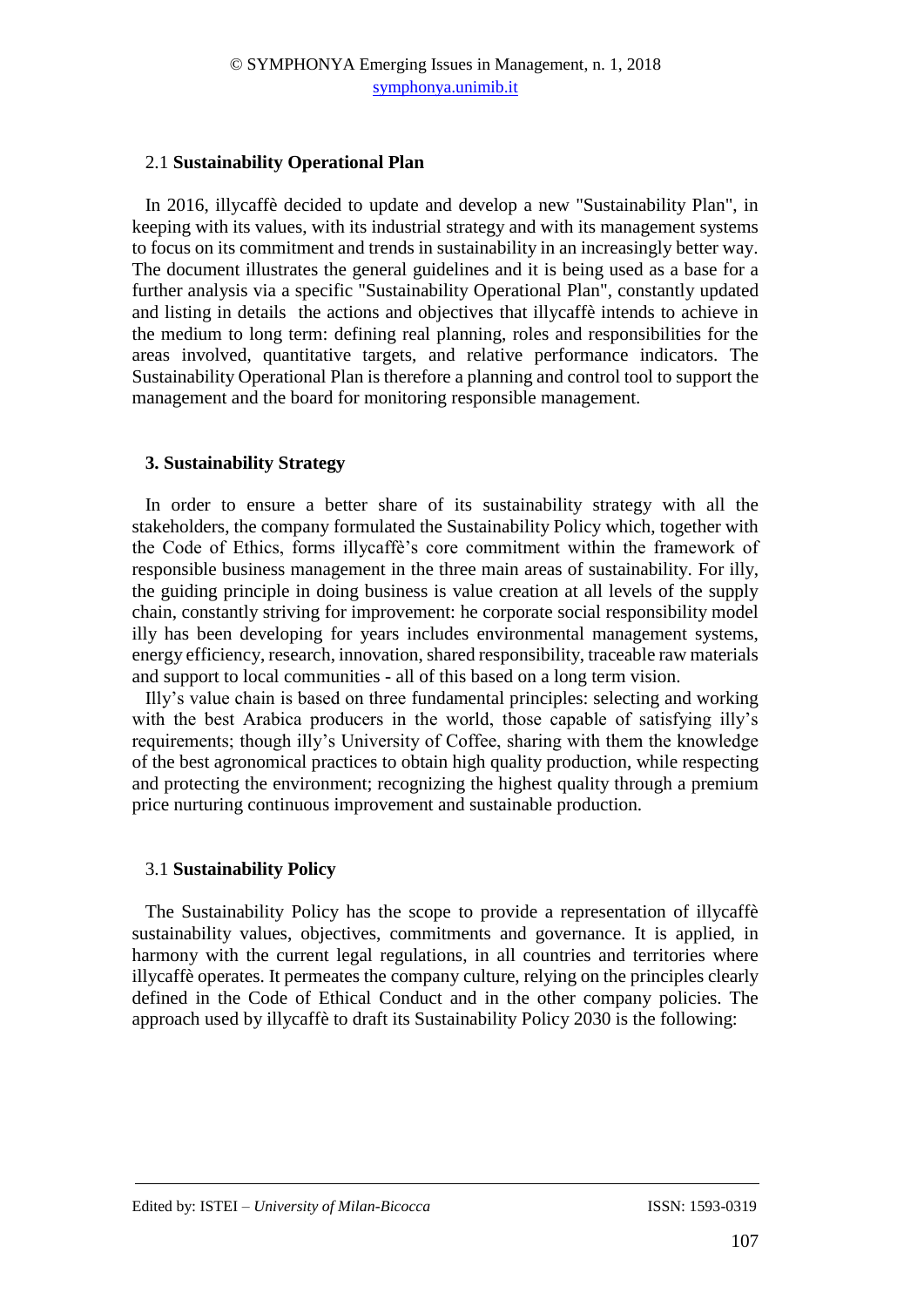### 2.1 **Sustainability Operational Plan**

In 2016, illycaffè decided to update and develop a new "Sustainability Plan", in keeping with its values, with its industrial strategy and with its management systems to focus on its commitment and trends in sustainability in an increasingly better way. The document illustrates the general guidelines and it is being used as a base for a further analysis via a specific "Sustainability Operational Plan", constantly updated and listing in details the actions and objectives that illycaffè intends to achieve in the medium to long term: defining real planning, roles and responsibilities for the areas involved, quantitative targets, and relative performance indicators. The Sustainability Operational Plan is therefore a planning and control tool to support the management and the board for monitoring responsible management.

## **3. Sustainability Strategy**

In order to ensure a better share of its sustainability strategy with all the stakeholders, the company formulated the Sustainability Policy which, together with the Code of Ethics, forms illycaffè's core commitment within the framework of responsible business management in the three main areas of sustainability. For illy, the guiding principle in doing business is value creation at all levels of the supply chain, constantly striving for improvement: he corporate social responsibility model illy has been developing for years includes environmental management systems, energy efficiency, research, innovation, shared responsibility, traceable raw materials and support to local communities - all of this based on a long term vision.

Illy's value chain is based on three fundamental principles: selecting and working with the best Arabica producers in the world, those capable of satisfying illy's requirements; though illy's University of Coffee, sharing with them the knowledge of the best agronomical practices to obtain high quality production, while respecting and protecting the environment; recognizing the highest quality through a premium price nurturing continuous improvement and sustainable production.

### 3.1 **Sustainability Policy**

The Sustainability Policy has the scope to provide a representation of illycaffè sustainability values, objectives, commitments and governance. It is applied, in harmony with the current legal regulations, in all countries and territories where illycaffè operates. It permeates the company culture, relying on the principles clearly defined in the Code of Ethical Conduct and in the other company policies. The approach used by illycaffè to draft its Sustainability Policy 2030 is the following: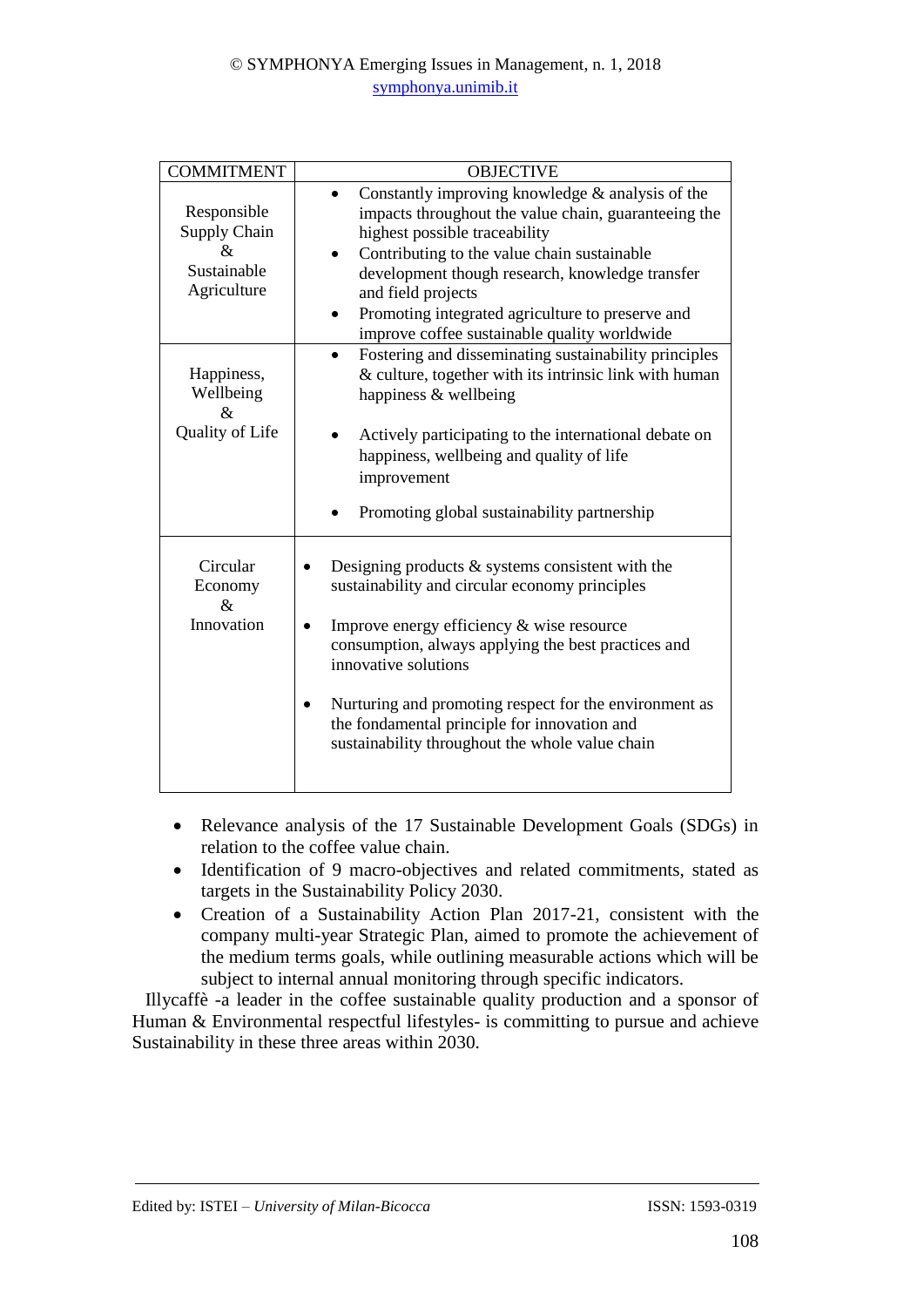| COMMITMENT | OBJECTIVE |
|---|---|
| Responsible Supply Chain & Sustainable Agriculture | • Constantly improving knowledge & analysis of the impacts throughout the value chain, guaranteeing the highest possible traceability<br>• Contributing to the value chain sustainable development though research, knowledge transfer and field projects<br>• Promoting integrated agriculture to preserve and improve coffee sustainable quality worldwide |
| Happiness, Wellbeing & Quality of Life | • Fostering and disseminating sustainability principles & culture, together with its intrinsic link with human happiness & wellbeing<br>• Actively participating to the international debate on happiness, wellbeing and quality of life improvement<br>• Promoting global sustainability partnership |
| Circular Economy & Innovation | • Designing products & systems consistent with the sustainability and circular economy principles<br>• Improve energy efficiency & wise resource consumption, always applying the best practices and innovative solutions<br>• Nurturing and promoting respect for the environment as the fondamental principle for innovation and sustainability throughout the whole value chain |

- Relevance analysis of the 17 Sustainable Development Goals (SDGs) in relation to the coffee value chain.
- Identification of 9 macro-objectives and related commitments, stated as targets in the Sustainability Policy 2030.
- Creation of a Sustainability Action Plan 2017-21, consistent with the company multi-year Strategic Plan, aimed to promote the achievement of the medium terms goals, while outlining measurable actions which will be subject to internal annual monitoring through specific indicators.

Illycaffè -a leader in the coffee sustainable quality production and a sponsor of Human & Environmental respectful lifestyles- is committing to pursue and achieve Sustainability in these three areas within 2030.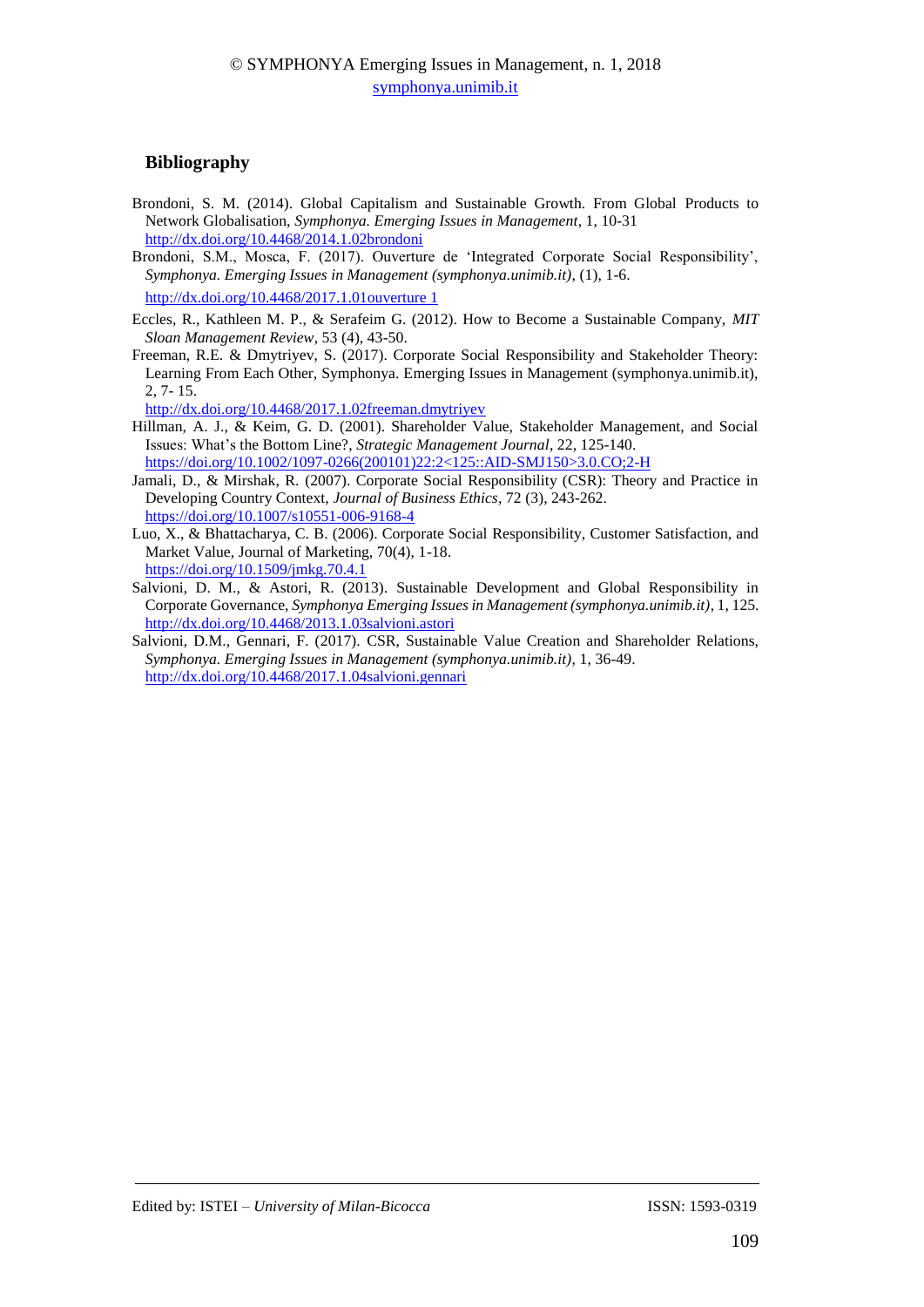## Bibliography

Brondoni, S. M. (2014). Global Capitalism and Sustainable Growth. From Global Products to Network Globalisation, *Symphonya. Emerging Issues in Management*, 1, 10-31 http://dx.doi.org/10.4468/2014.1.02brondoni

Brondoni, S.M., Mosca, F. (2017). Ouverture de 'Integrated Corporate Social Responsibility', *Symphonya. Emerging Issues in Management (symphonya.unimib.it)*, (1), 1-6. http://dx.doi.org/10.4468/2017.1.01ouverture 1

Eccles, R., Kathleen M. P., & Serafeim G. (2012). How to Become a Sustainable Company, *MIT Sloan Management Review*, 53 (4), 43-50.

Freeman, R.E. & Dmytriyev, S. (2017). Corporate Social Responsibility and Stakeholder Theory: Learning From Each Other, Symphonya. Emerging Issues in Management (symphonya.unimib.it), 2, 7- 15. http://dx.doi.org/10.4468/2017.1.02freeman.dmytriyev

Hillman, A. J., & Keim, G. D. (2001). Shareholder Value, Stakeholder Management, and Social Issues: What's the Bottom Line?, *Strategic Management Journal*, 22, 125-140. https://doi.org/10.1002/1097-0266(200101)22:2<125::AID-SMJ150>3.0.CO;2-H

Jamali, D., & Mirshak, R. (2007). Corporate Social Responsibility (CSR): Theory and Practice in Developing Country Context, *Journal of Business Ethics*, 72 (3), 243-262. https://doi.org/10.1007/s10551-006-9168-4

Luo, X., & Bhattacharya, C. B. (2006). Corporate Social Responsibility, Customer Satisfaction, and Market Value, Journal of Marketing, 70(4), 1-18. https://doi.org/10.1509/jmkg.70.4.1

Salvioni, D. M., & Astori, R. (2013). Sustainable Development and Global Responsibility in Corporate Governance, *Symphonya Emerging Issues in Management (symphonya.unimib.it)*, 1, 125. http://dx.doi.org/10.4468/2013.1.03salvioni.astori

Salvioni, D.M., Gennari, F. (2017). CSR, Sustainable Value Creation and Shareholder Relations, *Symphonya. Emerging Issues in Management (symphonya.unimib.it)*, 1, 36-49. http://dx.doi.org/10.4468/2017.1.04salvioni.gennari